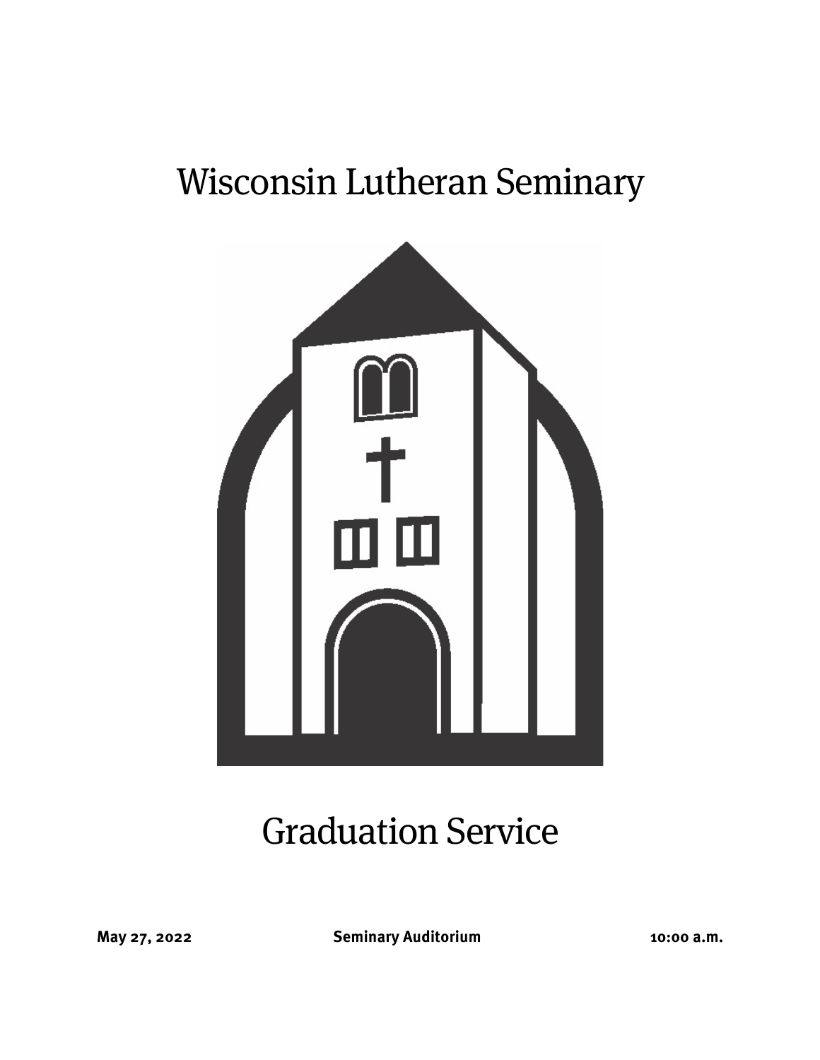# Wisconsin Lutheran Seminary

# Graduation Service

**May 27, 2022** **Seminary Auditorium** **10:00 a.m.**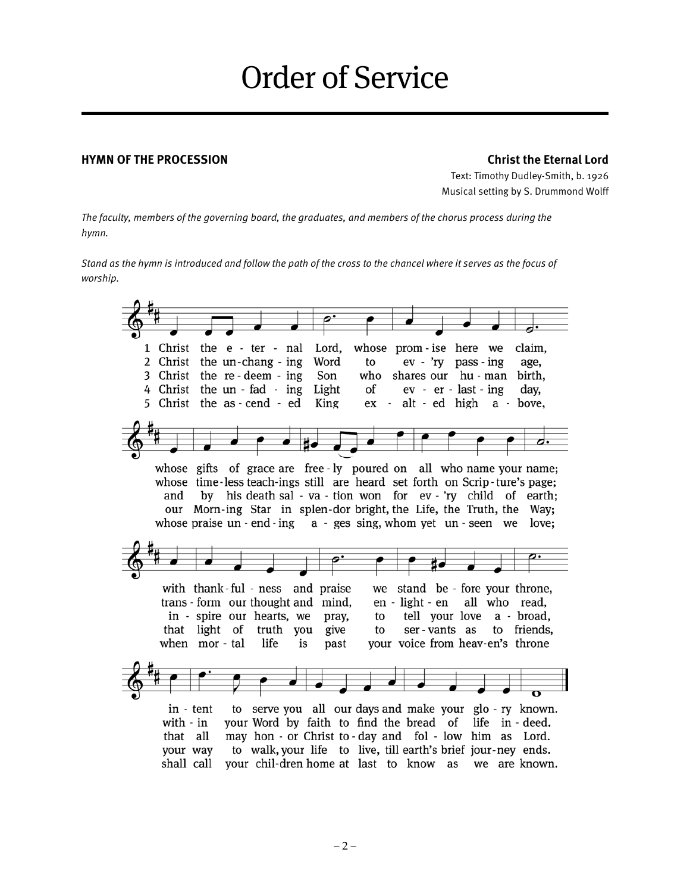# Order of Service

**HYMN OF THE PROCESSION** **Christ the Eternal Lord**

Text: Timothy Dudley-Smith, b. 1926
Musical setting by S. Drummond Wolff

*The faculty, members of the governing board, the graduates, and members of the chorus process during the hymn.*

*Stand as the hymn is introduced and follow the path of the cross to the chancel where it serves as the focus of worship.*

1 Christ the e - ter - nal Lord, whose prom - ise here we claim,
whose gifts of grace are free - ly poured on all who name your name;
with thank - ful - ness and praise we stand be - fore your throne,
in - tent to serve you all our days and make your glo - ry known.

2 Christ the un - chang - ing Word to ev - 'ry pass - ing age,
whose time - less teach - ings still are heard set forth on Scrip - ture's page;
trans - form our thought and mind, en - light - en all who read,
with - in your Word by faith to find the bread of life in - deed.

3 Christ the re - deem - ing Son who shares our hu - man birth,
and by his death sal - va - tion won for ev - 'ry child of earth;
in - spire our hearts, we pray, to tell your love a - broad,
that all may hon - or Christ to - day and fol - low him as Lord.

4 Christ the un - fad - ing Light of ev - er - last - ing day,
our Morn - ing Star in splen - dor bright, the Life, the Truth, the Way;
that light of truth you give to ser - vants as to friends,
your way to walk, your life to live, till earth's brief jour - ney ends.

5 Christ the as - cend - ed King ex - alt - ed high a - bove,
whose praise un - end - ing a - ges sing, whom yet un - seen we love;
when mor - tal life is past your voice from heav - en's throne
shall call your chil - dren home at last to know as we are known.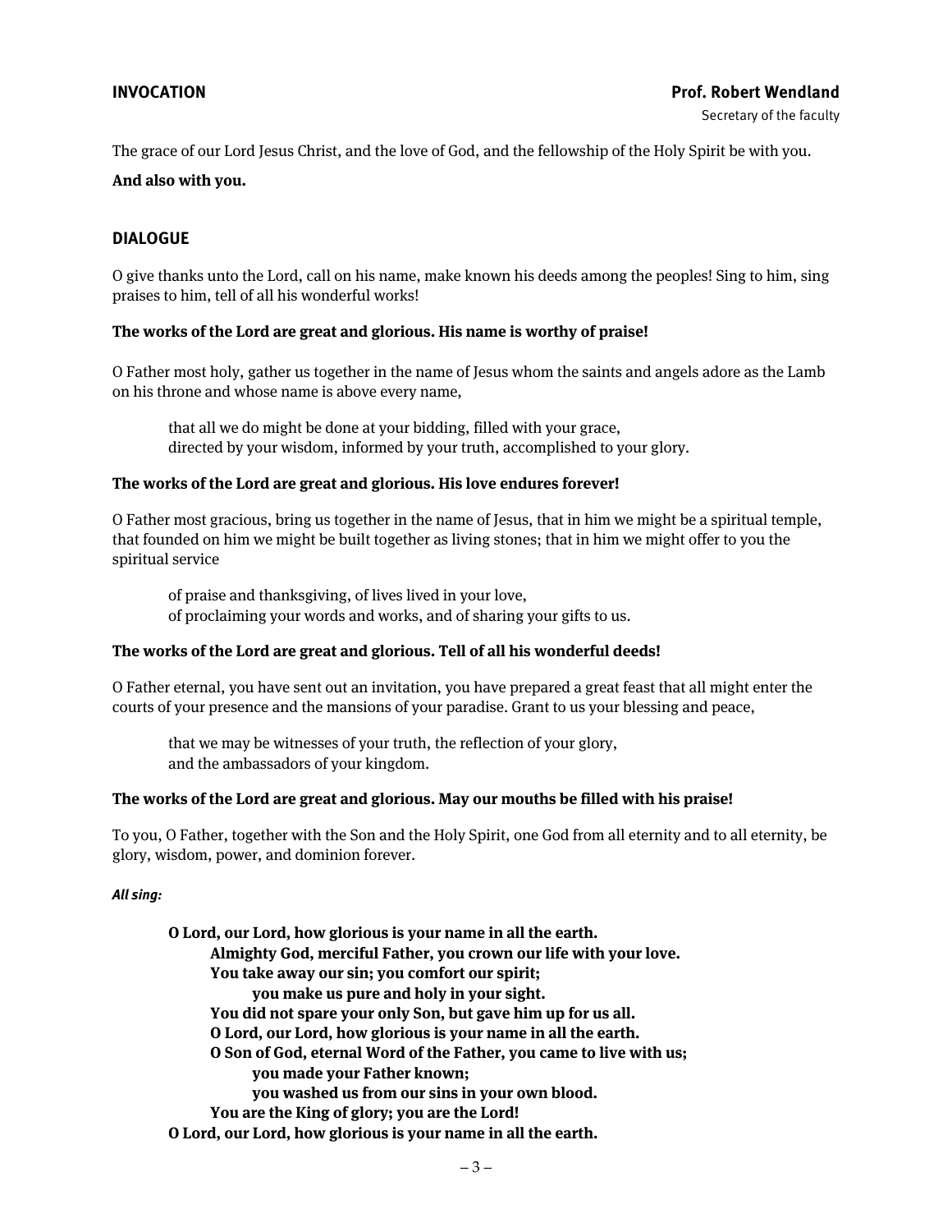## INVOCATION

**Prof. Robert Wendland**
Secretary of the faculty

The grace of our Lord Jesus Christ, and the love of God, and the fellowship of the Holy Spirit be with you.

**And also with you.**

## DIALOGUE

O give thanks unto the Lord, call on his name, make known his deeds among the peoples! Sing to him, sing praises to him, tell of all his wonderful works!

**The works of the Lord are great and glorious. His name is worthy of praise!**

O Father most holy, gather us together in the name of Jesus whom the saints and angels adore as the Lamb on his throne and whose name is above every name,

> that all we do might be done at your bidding, filled with your grace,
> directed by your wisdom, informed by your truth, accomplished to your glory.

**The works of the Lord are great and glorious. His love endures forever!**

O Father most gracious, bring us together in the name of Jesus, that in him we might be a spiritual temple, that founded on him we might be built together as living stones; that in him we might offer to you the spiritual service

> of praise and thanksgiving, of lives lived in your love,
> of proclaiming your words and works, and of sharing your gifts to us.

**The works of the Lord are great and glorious. Tell of all his wonderful deeds!**

O Father eternal, you have sent out an invitation, you have prepared a great feast that all might enter the courts of your presence and the mansions of your paradise. Grant to us your blessing and peace,

> that we may be witnesses of your truth, the reflection of your glory,
> and the ambassadors of your kingdom.

**The works of the Lord are great and glorious. May our mouths be filled with his praise!**

To you, O Father, together with the Son and the Holy Spirit, one God from all eternity and to all eternity, be glory, wisdom, power, and dominion forever.

***All sing:***

**O Lord, our Lord, how glorious is your name in all the earth.**
**Almighty God, merciful Father, you crown our life with your love.**
**You take away our sin; you comfort our spirit;**
**you make us pure and holy in your sight.**
**You did not spare your only Son, but gave him up for us all.**
**O Lord, our Lord, how glorious is your name in all the earth.**
**O Son of God, eternal Word of the Father, you came to live with us;**
**you made your Father known;**
**you washed us from our sins in your own blood.**
**You are the King of glory; you are the Lord!**
**O Lord, our Lord, how glorious is your name in all the earth.**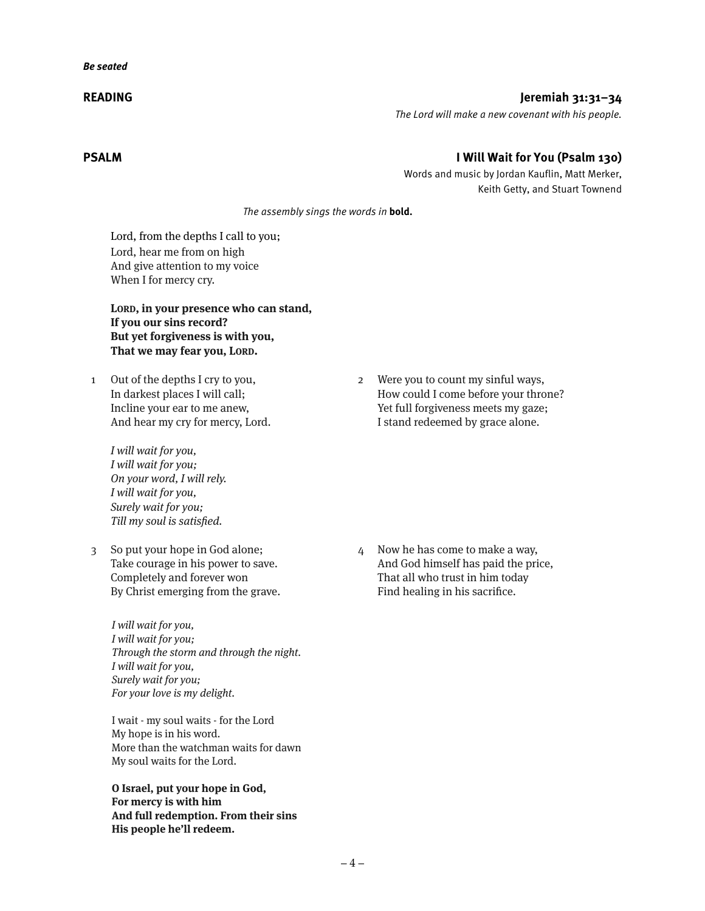***Be seated***

**READING** **Jeremiah 31:31–34**

*The Lord will make a new covenant with his people.*

**PSALM** **I Will Wait for You (Psalm 130)**

Words and music by Jordan Kauflin, Matt Merker, Keith Getty, and Stuart Townend

*The assembly sings the words in* **bold.**

Lord, from the depths I call to you;
Lord, hear me from on high
And give attention to my voice
When I for mercy cry.

**LORD, in your presence who can stand,**
**If you our sins record?**
**But yet forgiveness is with you,**
**That we may fear you, LORD.**

1 Out of the depths I cry to you,
In darkest places I will call;
Incline your ear to me anew,
And hear my cry for mercy, Lord.

*I will wait for you,*
*I will wait for you;*
*On your word, I will rely.*
*I will wait for you,*
*Surely wait for you;*
*Till my soul is satisfied.*

2 Were you to count my sinful ways,
How could I come before your throne?
Yet full forgiveness meets my gaze;
I stand redeemed by grace alone.

3 So put your hope in God alone;
Take courage in his power to save.
Completely and forever won
By Christ emerging from the grave.

*I will wait for you,*
*I will wait for you;*
*Through the storm and through the night.*
*I will wait for you,*
*Surely wait for you;*
*For your love is my delight.*

4 Now he has come to make a way,
And God himself has paid the price,
That all who trust in him today
Find healing in his sacrifice.

I wait - my soul waits - for the Lord
My hope is in his word.
More than the watchman waits for dawn
My soul waits for the Lord.

**O Israel, put your hope in God,**
**For mercy is with him**
**And full redemption. From their sins**
**His people he'll redeem.**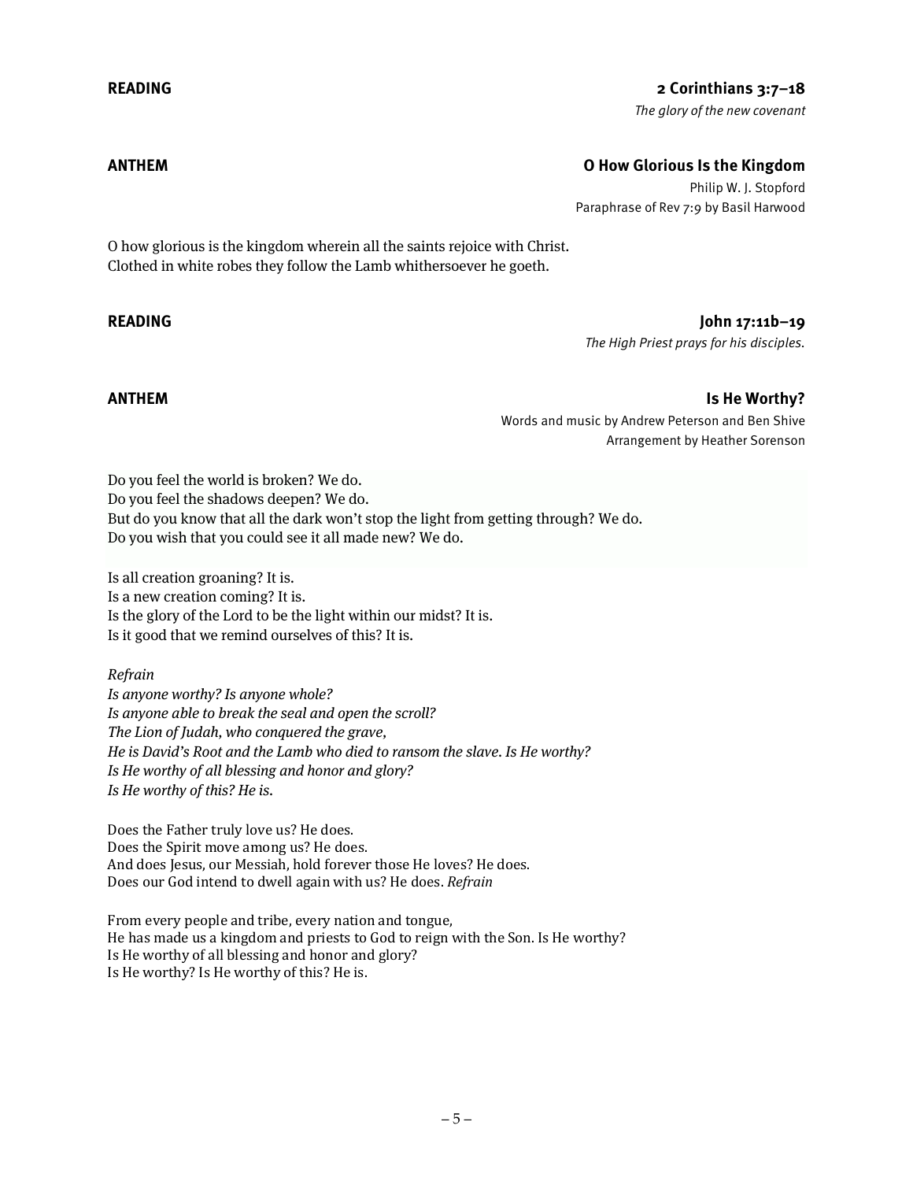**READING** — **2 Corinthians 3:7–18**

*The glory of the new covenant*

**ANTHEM** — **O How Glorious Is the Kingdom**

Philip W. J. Stopford
Paraphrase of Rev 7:9 by Basil Harwood

O how glorious is the kingdom wherein all the saints rejoice with Christ.
Clothed in white robes they follow the Lamb whithersoever he goeth.

**READING** — **John 17:11b–19**

*The High Priest prays for his disciples.*

**ANTHEM** — **Is He Worthy?**

Words and music by Andrew Peterson and Ben Shive
Arrangement by Heather Sorenson

Do you feel the world is broken? We do.
Do you feel the shadows deepen? We do.
But do you know that all the dark won't stop the light from getting through? We do.
Do you wish that you could see it all made new? We do.

Is all creation groaning? It is.
Is a new creation coming? It is.
Is the glory of the Lord to be the light within our midst? It is.
Is it good that we remind ourselves of this? It is.

*Refrain*
*Is anyone worthy? Is anyone whole?*
*Is anyone able to break the seal and open the scroll?*
*The Lion of Judah, who conquered the grave,*
*He is David's Root and the Lamb who died to ransom the slave. Is He worthy?*
*Is He worthy of all blessing and honor and glory?*
*Is He worthy of this? He is.*

Does the Father truly love us? He does.
Does the Spirit move among us? He does.
And does Jesus, our Messiah, hold forever those He loves? He does.
Does our God intend to dwell again with us? He does. *Refrain*

From every people and tribe, every nation and tongue,
He has made us a kingdom and priests to God to reign with the Son. Is He worthy?
Is He worthy of all blessing and honor and glory?
Is He worthy? Is He worthy of this? He is.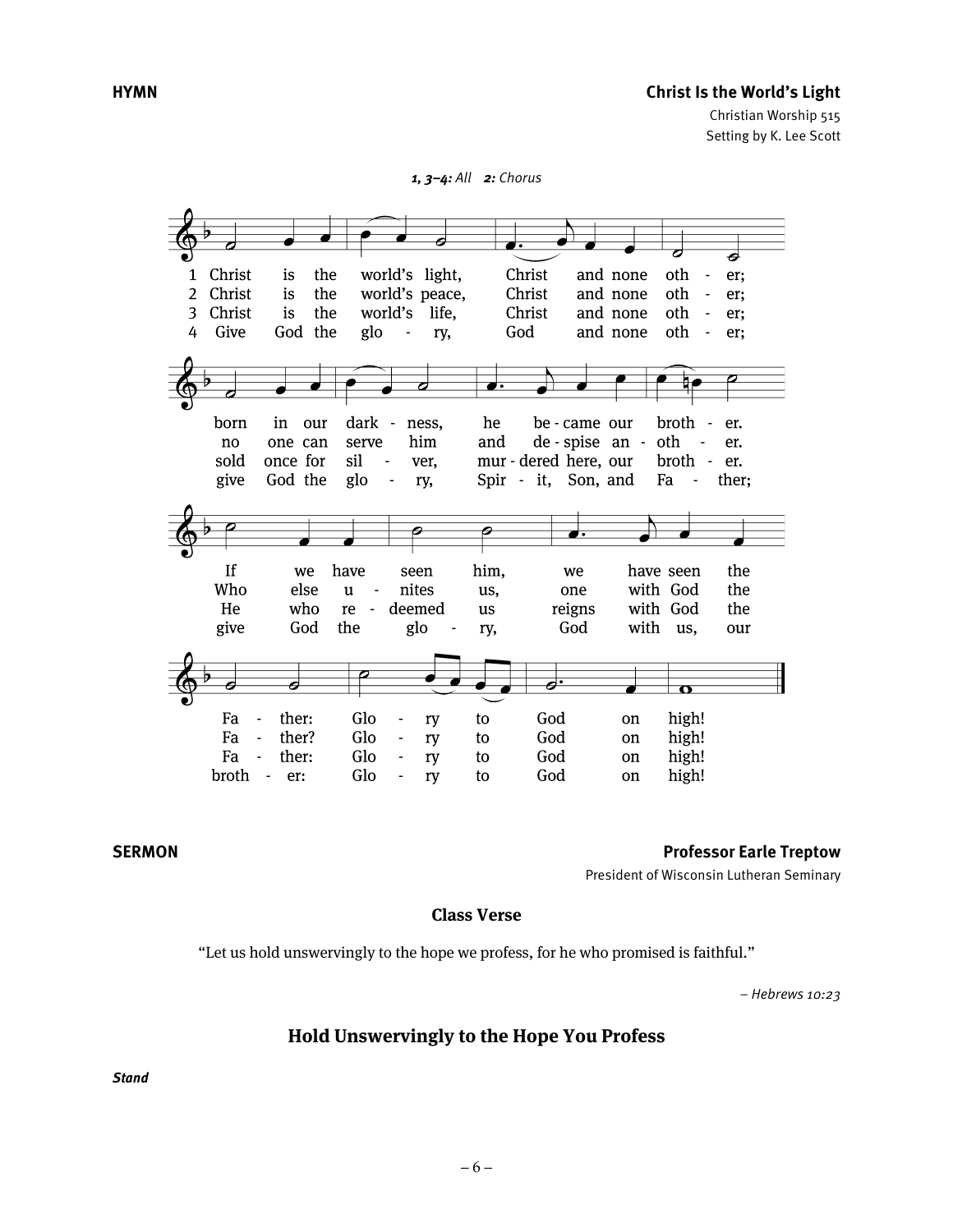**HYMN**

**Christ Is the World's Light**

Christian Worship 515
Setting by K. Lee Scott

***1, 3–4:*** *All* ***2:*** *Chorus*

1 Christ is the world's light, Christ and none other; born in our darkness, he became our brother. If we have seen him, we have seen the Father: Glory to God on high!

2 Christ is the world's peace, Christ and none other; no one can serve him and despise another. Who else unites us, one with God the Father? Glory to God on high!

3 Christ is the world's life, Christ and none other; sold once for silver, murdered here, our brother. He who redeemed us reigns with God the Father: Glory to God on high!

4 Give God the glory, God and none other; give God the glory, Spirit, Son, and Father; give God the glory, God with us, our brother: Glory to God on high!

**SERMON**

**Professor Earle Treptow**

President of Wisconsin Lutheran Seminary

**Class Verse**

"Let us hold unswervingly to the hope we profess, for he who promised is faithful."

*– Hebrews 10:23*

## Hold Unswervingly to the Hope You Profess

***Stand***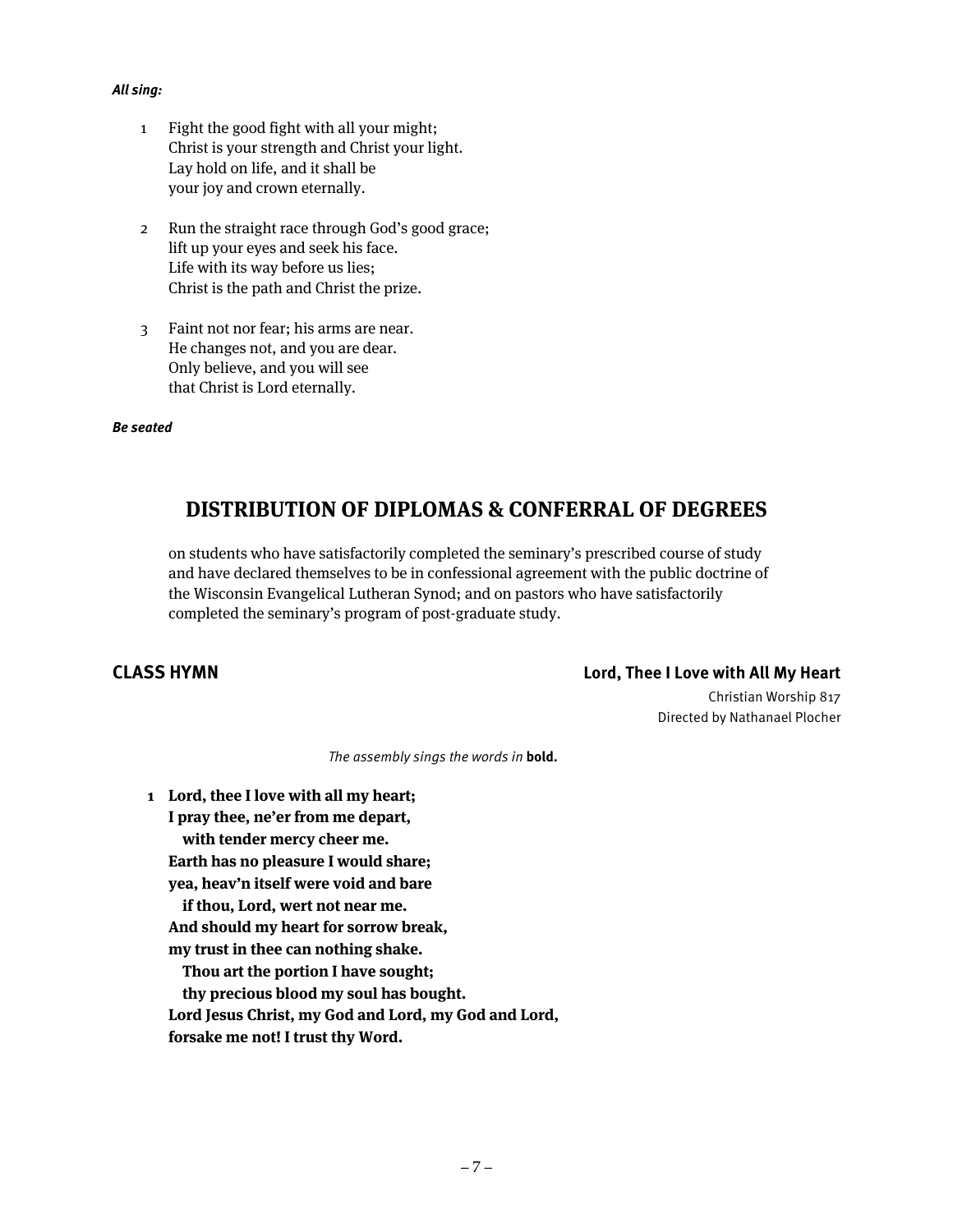***All sing:***

1 Fight the good fight with all your might;
Christ is your strength and Christ your light.
Lay hold on life, and it shall be
your joy and crown eternally.

2 Run the straight race through God's good grace;
lift up your eyes and seek his face.
Life with its way before us lies;
Christ is the path and Christ the prize.

3 Faint not nor fear; his arms are near.
He changes not, and you are dear.
Only believe, and you will see
that Christ is Lord eternally.

***Be seated***

## DISTRIBUTION OF DIPLOMAS & CONFERRAL OF DEGREES

on students who have satisfactorily completed the seminary's prescribed course of study and have declared themselves to be in confessional agreement with the public doctrine of the Wisconsin Evangelical Lutheran Synod; and on pastors who have satisfactorily completed the seminary's program of post-graduate study.

### CLASS HYMN — Lord, Thee I Love with All My Heart

Christian Worship 817
Directed by Nathanael Plocher

*The assembly sings the words in* **bold.**

**1 Lord, thee I love with all my heart;
I pray thee, ne'er from me depart,
with tender mercy cheer me.
Earth has no pleasure I would share;
yea, heav'n itself were void and bare
if thou, Lord, wert not near me.
And should my heart for sorrow break,
my trust in thee can nothing shake.
Thou art the portion I have sought;
thy precious blood my soul has bought.
Lord Jesus Christ, my God and Lord, my God and Lord,
forsake me not! I trust thy Word.**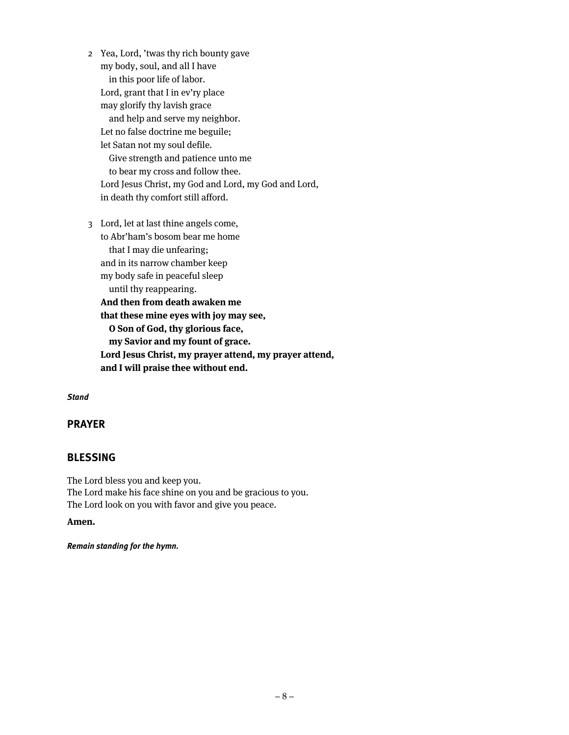2 Yea, Lord, ’twas thy rich bounty gave
my body, soul, and all I have
  in this poor life of labor.
Lord, grant that I in ev’ry place
may glorify thy lavish grace
  and help and serve my neighbor.
Let no false doctrine me beguile;
let Satan not my soul defile.
  Give strength and patience unto me
  to bear my cross and follow thee.
Lord Jesus Christ, my God and Lord, my God and Lord,
in death thy comfort still afford.

3 Lord, let at last thine angels come,
to Abr’ham’s bosom bear me home
  that I may die unfearing;
and in its narrow chamber keep
my body safe in peaceful sleep
  until thy reappearing.
**And then from death awaken me**
**that these mine eyes with joy may see,**
  **O Son of God, thy glorious face,**
  **my Savior and my fount of grace.**
**Lord Jesus Christ, my prayer attend, my prayer attend,**
**and I will praise thee without end.**

***Stand***

## PRAYER

## BLESSING

The Lord bless you and keep you.
The Lord make his face shine on you and be gracious to you.
The Lord look on you with favor and give you peace.

**Amen.**

***Remain standing for the hymn.***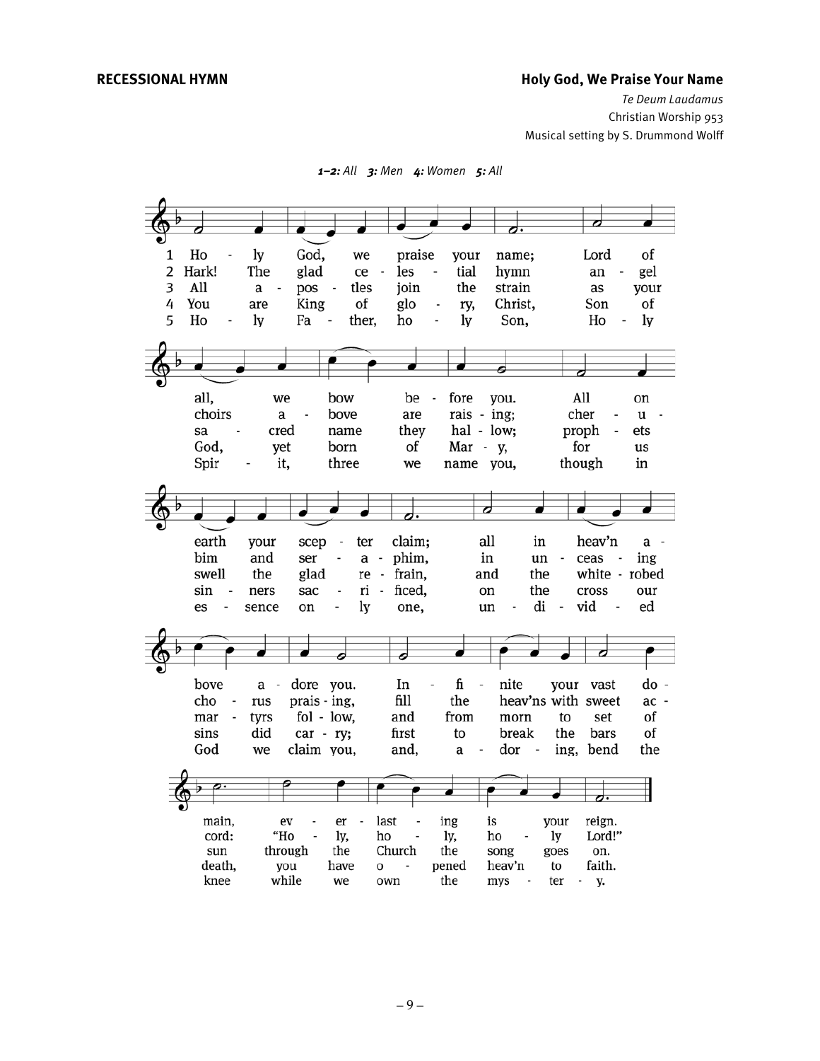**RECESSIONAL HYMN**

**Holy God, We Praise Your Name**

*Te Deum Laudamus*
Christian Worship 953
Musical setting by S. Drummond Wolff

***1–2:** All* ***3:** Men* ***4:** Women* ***5:** All*

1 Holy God, we praise your name; Lord of all, we bow before you. All on earth your scepter claim; all in heav'n above adore you. Infinite your vast domain, everlasting is your reign.

2 Hark! The glad celestial hymn angel choirs above are raising; cherubim and seraphim, in unceasing chorus praising, fill the heav'ns with sweet accord: "Holy, holy, holy Lord!"

3 All apostles join the strain as your sacred name they hallow; prophets swell the glad refrain, and the white-robed martyrs follow, and from morn to set of sun through the Church the song goes on.

4 You are King of glory, Christ, Son of God, yet born of Mary, for us sinners sacrificed, on the cross our sins did carry; first to break the bars of death, you have opened heav'n to faith.

5 Holy Father, holy Son, Holy Spirit, three we name you, though in essence only one, undivided God we claim you, and, adoring, bend the knee while we own the mystery.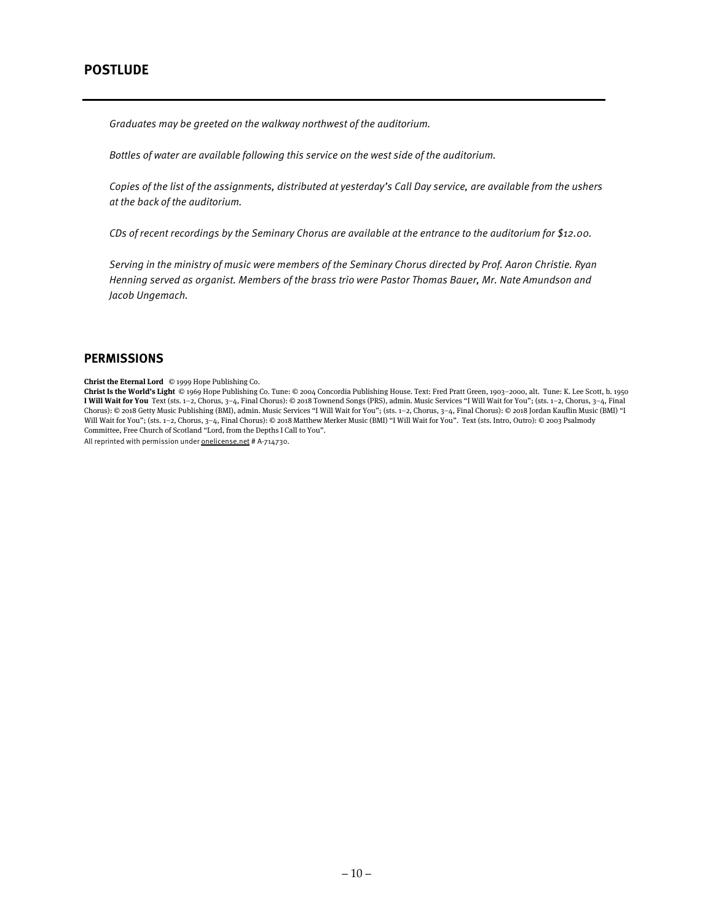## POSTLUDE

*Graduates may be greeted on the walkway northwest of the auditorium.*

*Bottles of water are available following this service on the west side of the auditorium.*

*Copies of the list of the assignments, distributed at yesterday's Call Day service, are available from the ushers at the back of the auditorium.*

*CDs of recent recordings by the Seminary Chorus are available at the entrance to the auditorium for $12.00.*

*Serving in the ministry of music were members of the Seminary Chorus directed by Prof. Aaron Christie. Ryan Henning served as organist. Members of the brass trio were Pastor Thomas Bauer, Mr. Nate Amundson and Jacob Ungemach.*

## PERMISSIONS

**Christ the Eternal Lord** © 1999 Hope Publishing Co.
**Christ Is the World's Light** © 1969 Hope Publishing Co. Tune: © 2004 Concordia Publishing House. Text: Fred Pratt Green, 1903–2000, alt. Tune: K. Lee Scott, b. 1950
**I Will Wait for You** Text (sts. 1–2, Chorus, 3–4, Final Chorus): © 2018 Townend Songs (PRS), admin. Music Services "I Will Wait for You"; (sts. 1–2, Chorus, 3–4, Final Chorus): © 2018 Getty Music Publishing (BMI), admin. Music Services "I Will Wait for You"; (sts. 1–2, Chorus, 3–4, Final Chorus): © 2018 Jordan Kauflin Music (BMI) "I Will Wait for You"; (sts. 1–2, Chorus, 3–4, Final Chorus): © 2018 Matthew Merker Music (BMI) "I Will Wait for You". Text (sts. Intro, Outro): © 2003 Psalmody Committee, Free Church of Scotland "Lord, from the Depths I Call to You".
All reprinted with permission under onelicense.net # A-714730.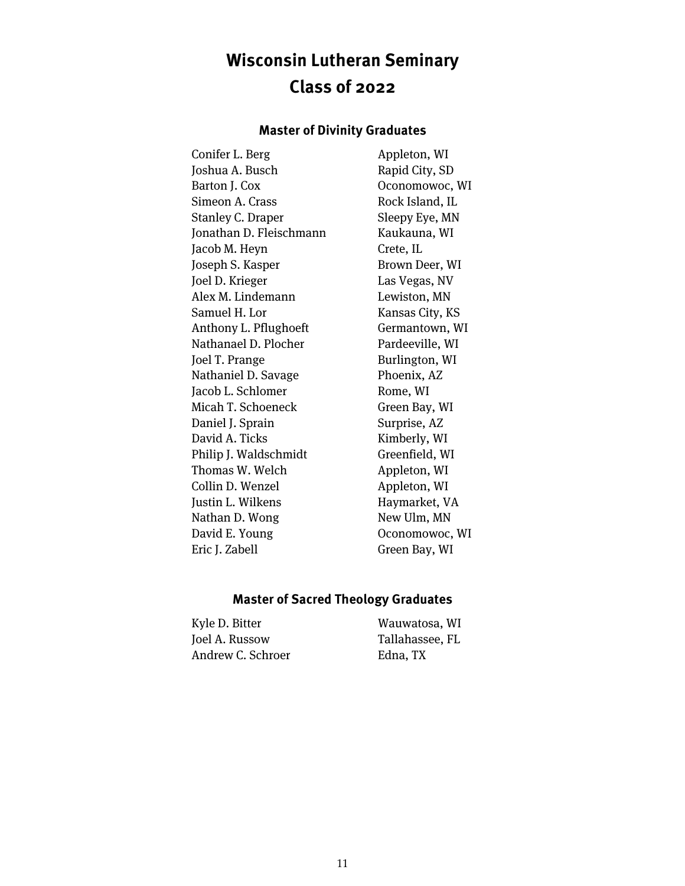# Wisconsin Lutheran Seminary
# Class of 2022

## Master of Divinity Graduates

| | |
|---|---|
| Conifer L. Berg | Appleton, WI |
| Joshua A. Busch | Rapid City, SD |
| Barton J. Cox | Oconomowoc, WI |
| Simeon A. Crass | Rock Island, IL |
| Stanley C. Draper | Sleepy Eye, MN |
| Jonathan D. Fleischmann | Kaukauna, WI |
| Jacob M. Heyn | Crete, IL |
| Joseph S. Kasper | Brown Deer, WI |
| Joel D. Krieger | Las Vegas, NV |
| Alex M. Lindemann | Lewiston, MN |
| Samuel H. Lor | Kansas City, KS |
| Anthony L. Pflughoeft | Germantown, WI |
| Nathanael D. Plocher | Pardeeville, WI |
| Joel T. Prange | Burlington, WI |
| Nathaniel D. Savage | Phoenix, AZ |
| Jacob L. Schlomer | Rome, WI |
| Micah T. Schoeneck | Green Bay, WI |
| Daniel J. Sprain | Surprise, AZ |
| David A. Ticks | Kimberly, WI |
| Philip J. Waldschmidt | Greenfield, WI |
| Thomas W. Welch | Appleton, WI |
| Collin D. Wenzel | Appleton, WI |
| Justin L. Wilkens | Haymarket, VA |
| Nathan D. Wong | New Ulm, MN |
| David E. Young | Oconomowoc, WI |
| Eric J. Zabell | Green Bay, WI |

## Master of Sacred Theology Graduates

| | |
|---|---|
| Kyle D. Bitter | Wauwatosa, WI |
| Joel A. Russow | Tallahassee, FL |
| Andrew C. Schroer | Edna, TX |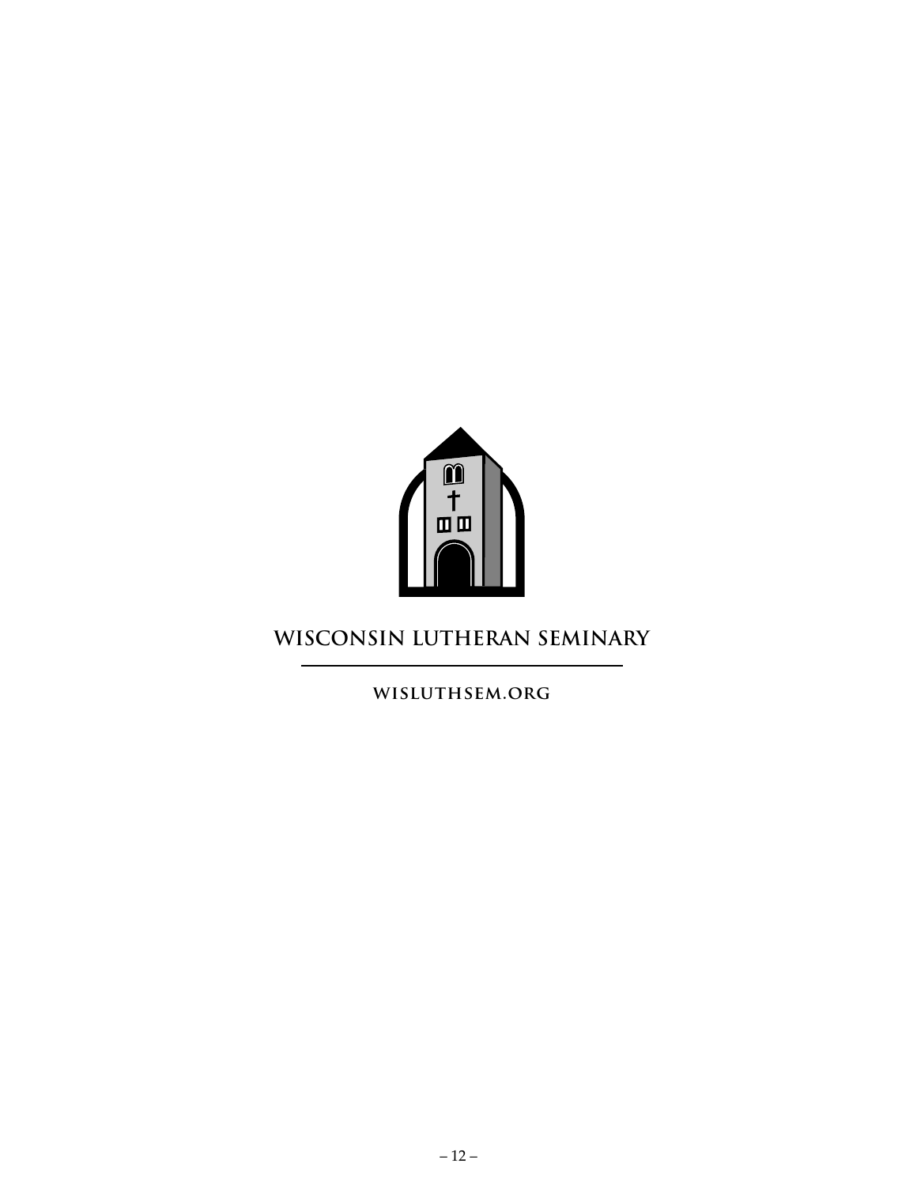WISCONSIN LUTHERAN SEMINARY

WISLUTHSEM.ORG